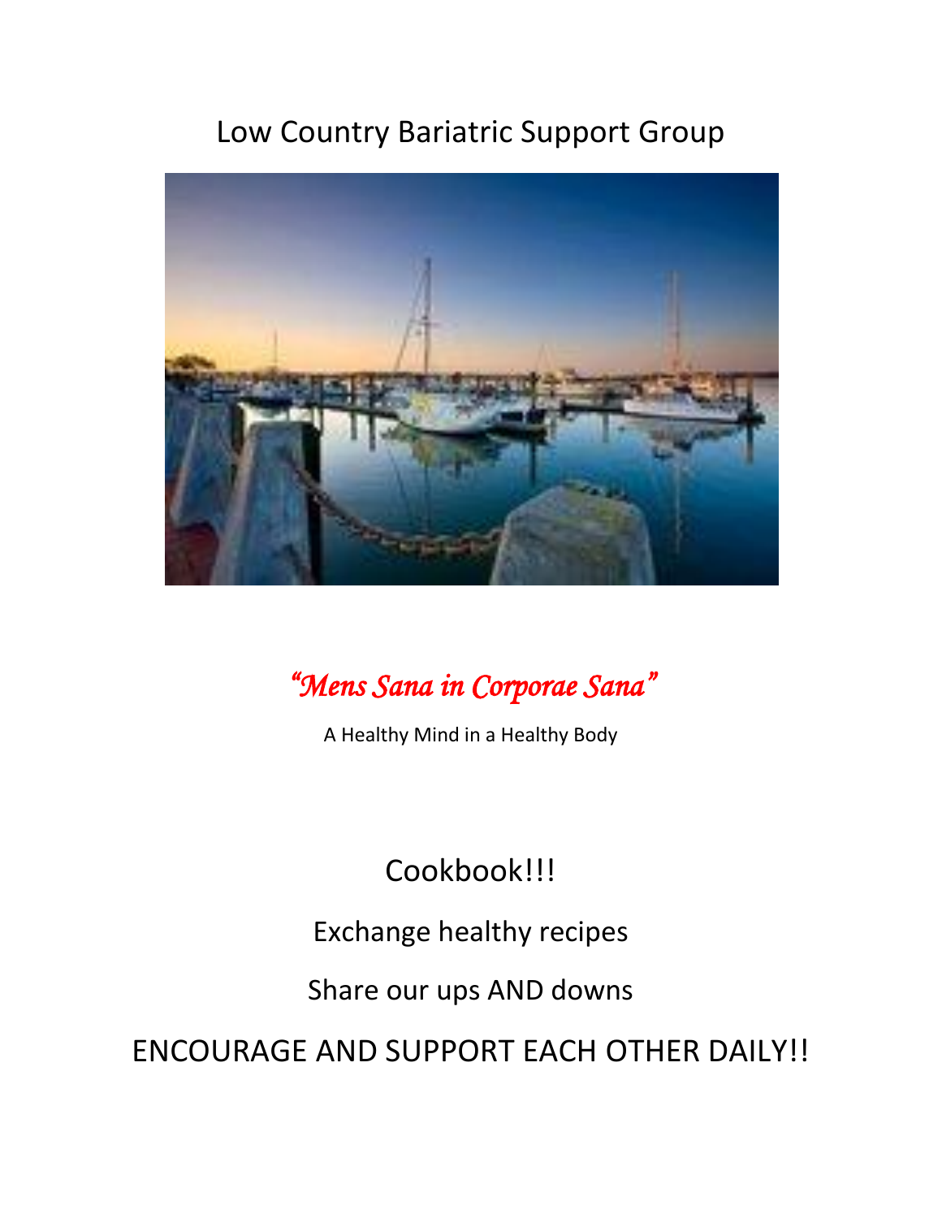# Low Country Bariatric Support Group

*"Mens Sana in Corporae Sana"*

A Healthy Mind in a Healthy Body

Cookbook!!!

Exchange healthy recipes

Share our ups AND downs

ENCOURAGE AND SUPPORT EACH OTHER DAILY!!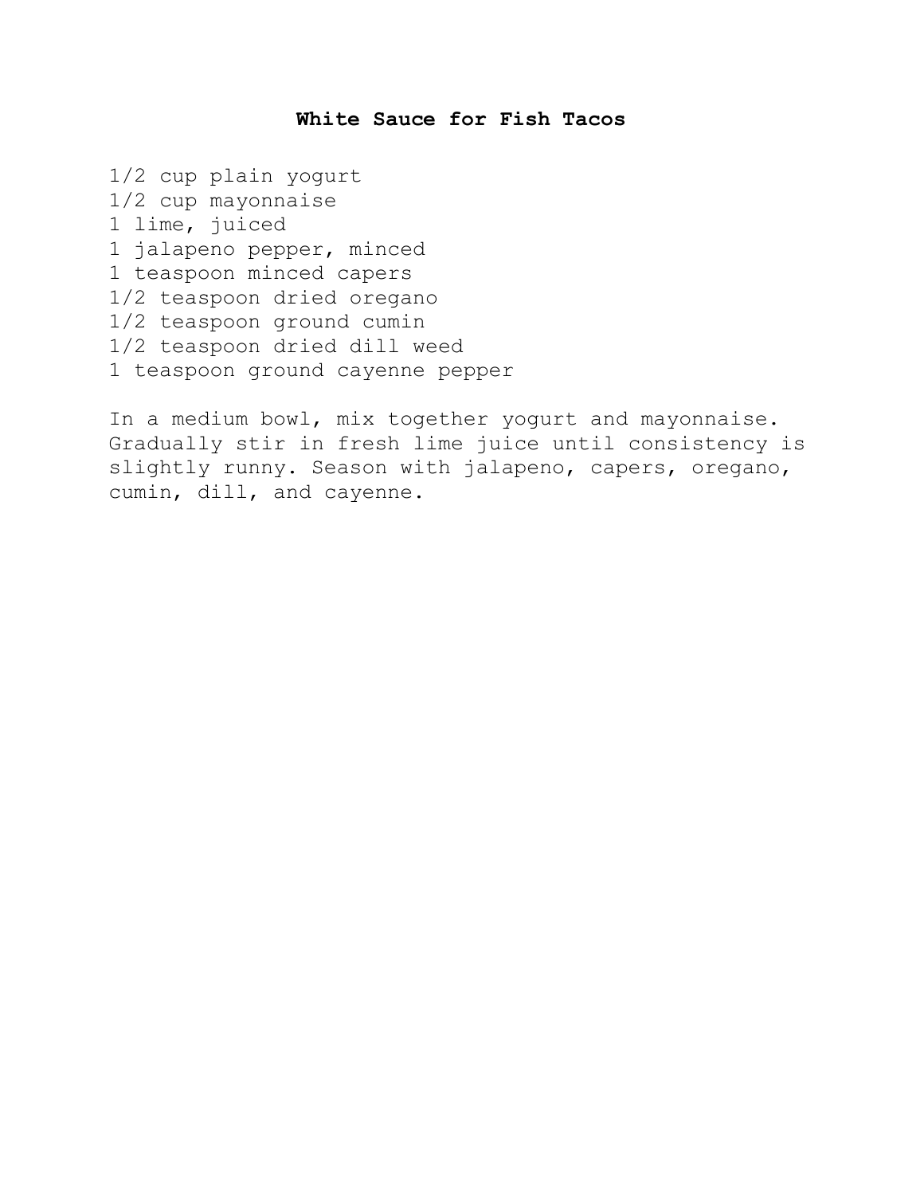# White Sauce for Fish Tacos

1/2 cup plain yogurt
1/2 cup mayonnaise
1 lime, juiced
1 jalapeno pepper, minced
1 teaspoon minced capers
1/2 teaspoon dried oregano
1/2 teaspoon ground cumin
1/2 teaspoon dried dill weed
1 teaspoon ground cayenne pepper

In a medium bowl, mix together yogurt and mayonnaise. Gradually stir in fresh lime juice until consistency is slightly runny. Season with jalapeno, capers, oregano, cumin, dill, and cayenne.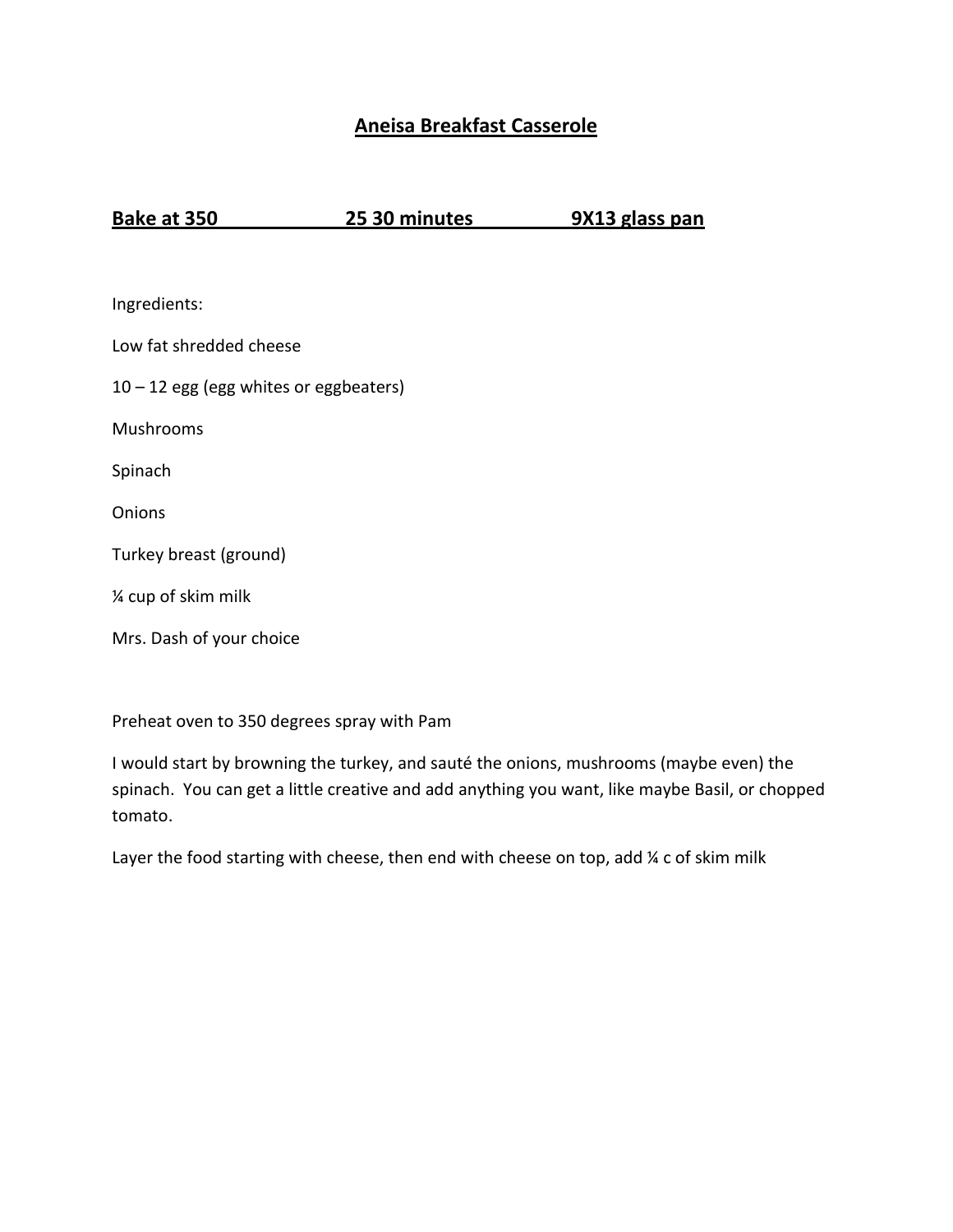# **Aneisa Breakfast Casserole**

**Bake at 350 25 30 minutes 9X13 glass pan**

Ingredients:

Low fat shredded cheese

10 – 12 egg (egg whites or eggbeaters)

Mushrooms

Spinach

Onions

Turkey breast (ground)

¼ cup of skim milk

Mrs. Dash of your choice

Preheat oven to 350 degrees spray with Pam

I would start by browning the turkey, and sauté the onions, mushrooms (maybe even) the spinach. You can get a little creative and add anything you want, like maybe Basil, or chopped tomato.

Layer the food starting with cheese, then end with cheese on top, add ¼ c of skim milk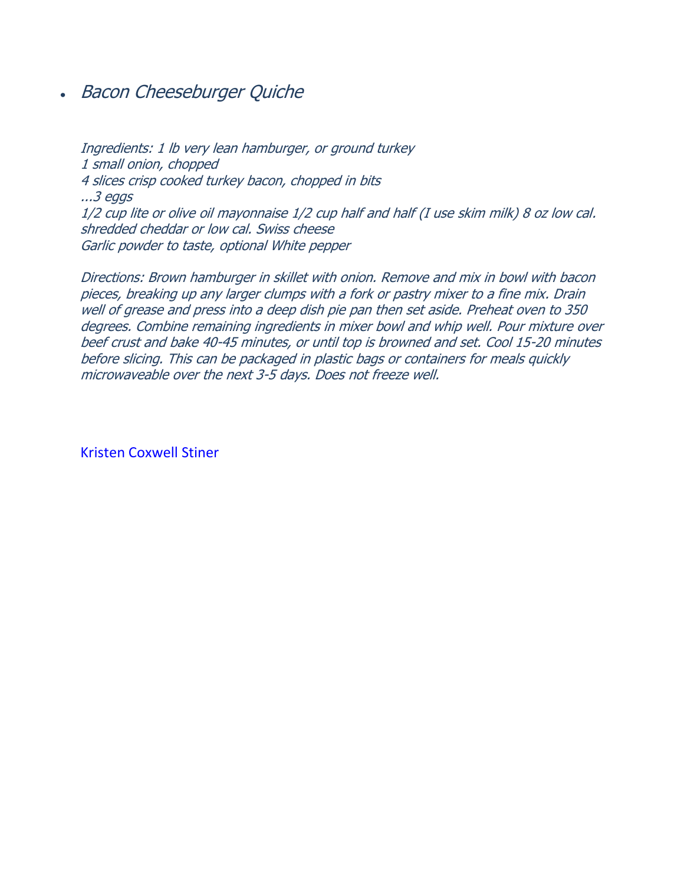- *Bacon Cheeseburger Quiche*

*Ingredients: 1 lb very lean hamburger, or ground turkey*
*1 small onion, chopped*
*4 slices crisp cooked turkey bacon, chopped in bits*
*...3 eggs*
*1/2 cup lite or olive oil mayonnaise 1/2 cup half and half (I use skim milk) 8 oz low cal. shredded cheddar or low cal. Swiss cheese*
*Garlic powder to taste, optional White pepper*

*Directions: Brown hamburger in skillet with onion. Remove and mix in bowl with bacon pieces, breaking up any larger clumps with a fork or pastry mixer to a fine mix. Drain well of grease and press into a deep dish pie pan then set aside. Preheat oven to 350 degrees. Combine remaining ingredients in mixer bowl and whip well. Pour mixture over beef crust and bake 40-45 minutes, or until top is browned and set. Cool 15-20 minutes before slicing. This can be packaged in plastic bags or containers for meals quickly microwaveable over the next 3-5 days. Does not freeze well.*

Kristen Coxwell Stiner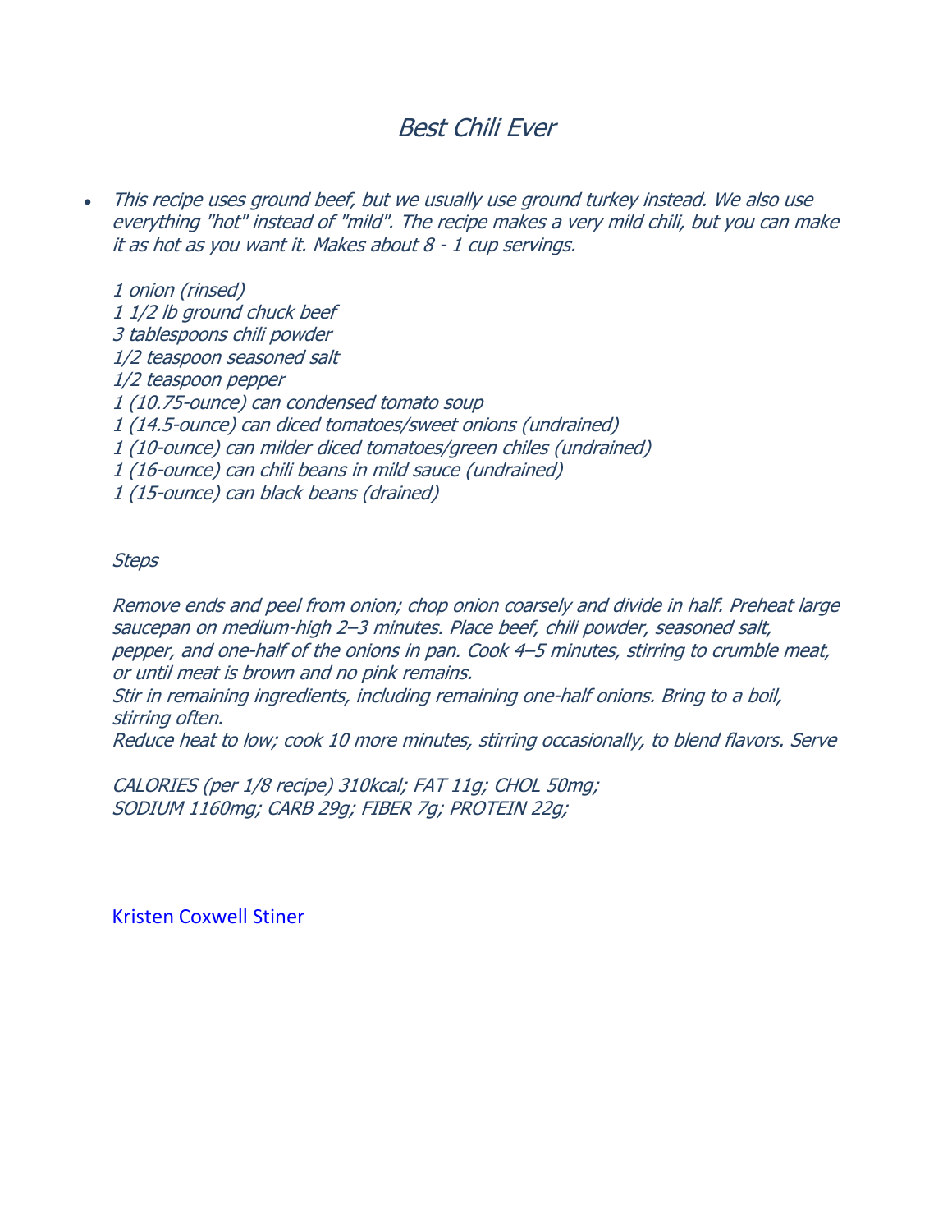# *Best Chili Ever*

- *This recipe uses ground beef, but we usually use ground turkey instead. We also use everything "hot" instead of "mild". The recipe makes a very mild chili, but you can make it as hot as you want it. Makes about 8 - 1 cup servings.*

*1 onion (rinsed)*
*1 1/2 lb ground chuck beef*
*3 tablespoons chili powder*
*1/2 teaspoon seasoned salt*
*1/2 teaspoon pepper*
*1 (10.75-ounce) can condensed tomato soup*
*1 (14.5-ounce) can diced tomatoes/sweet onions (undrained)*
*1 (10-ounce) can milder diced tomatoes/green chiles (undrained)*
*1 (16-ounce) can chili beans in mild sauce (undrained)*
*1 (15-ounce) can black beans (drained)*

*Steps*

*Remove ends and peel from onion; chop onion coarsely and divide in half. Preheat large saucepan on medium-high 2–3 minutes. Place beef, chili powder, seasoned salt, pepper, and one-half of the onions in pan. Cook 4–5 minutes, stirring to crumble meat, or until meat is brown and no pink remains.*
*Stir in remaining ingredients, including remaining one-half onions. Bring to a boil, stirring often.*
*Reduce heat to low; cook 10 more minutes, stirring occasionally, to blend flavors. Serve*

*CALORIES (per 1/8 recipe) 310kcal; FAT 11g; CHOL 50mg;*
*SODIUM 1160mg; CARB 29g; FIBER 7g; PROTEIN 22g;*

Kristen Coxwell Stiner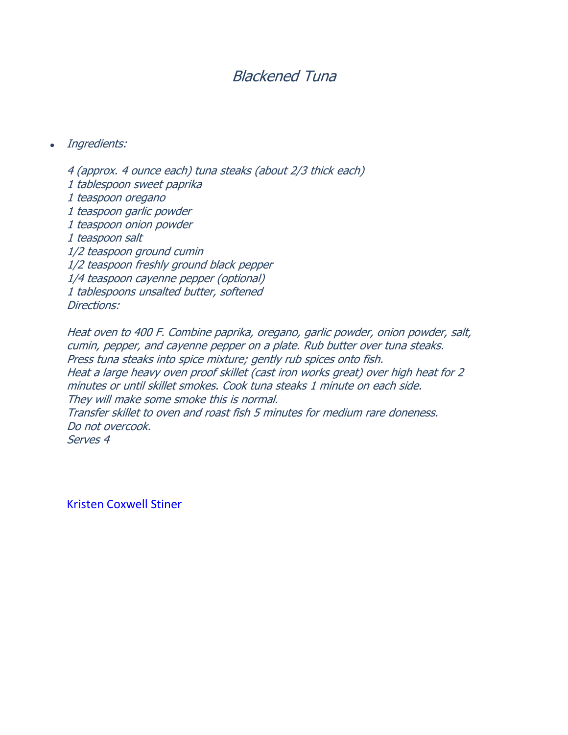# *Blackened Tuna*

- *Ingredients:*

  *4 (approx. 4 ounce each) tuna steaks (about 2/3 thick each)*
  *1 tablespoon sweet paprika*
  *1 teaspoon oregano*
  *1 teaspoon garlic powder*
  *1 teaspoon onion powder*
  *1 teaspoon salt*
  *1/2 teaspoon ground cumin*
  *1/2 teaspoon freshly ground black pepper*
  *1/4 teaspoon cayenne pepper (optional)*
  *1 tablespoons unsalted butter, softened*
  *Directions:*

  *Heat oven to 400 F. Combine paprika, oregano, garlic powder, onion powder, salt, cumin, pepper, and cayenne pepper on a plate. Rub butter over tuna steaks. Press tuna steaks into spice mixture; gently rub spices onto fish.*
  *Heat a large heavy oven proof skillet (cast iron works great) over high heat for 2 minutes or until skillet smokes. Cook tuna steaks 1 minute on each side.*
  *They will make some smoke this is normal.*
  *Transfer skillet to oven and roast fish 5 minutes for medium rare doneness.*
  *Do not overcook.*
  *Serves 4*

  Kristen Coxwell Stiner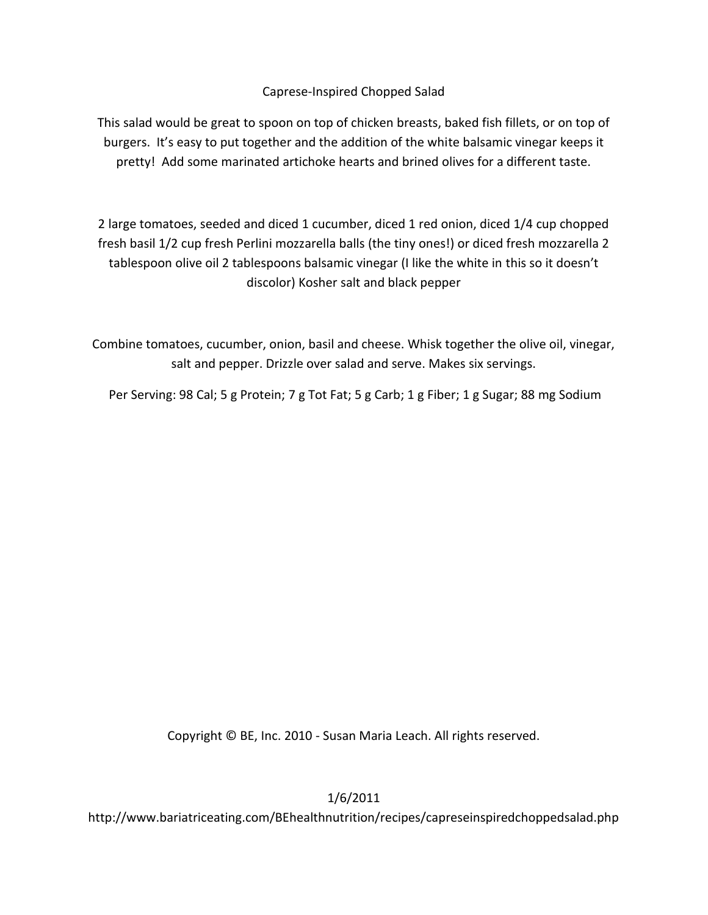# Caprese-Inspired Chopped Salad

This salad would be great to spoon on top of chicken breasts, baked fish fillets, or on top of burgers. It's easy to put together and the addition of the white balsamic vinegar keeps it pretty! Add some marinated artichoke hearts and brined olives for a different taste.

2 large tomatoes, seeded and diced 1 cucumber, diced 1 red onion, diced 1/4 cup chopped fresh basil 1/2 cup fresh Perlini mozzarella balls (the tiny ones!) or diced fresh mozzarella 2 tablespoon olive oil 2 tablespoons balsamic vinegar (I like the white in this so it doesn't discolor) Kosher salt and black pepper

Combine tomatoes, cucumber, onion, basil and cheese. Whisk together the olive oil, vinegar, salt and pepper. Drizzle over salad and serve. Makes six servings.

Per Serving: 98 Cal; 5 g Protein; 7 g Tot Fat; 5 g Carb; 1 g Fiber; 1 g Sugar; 88 mg Sodium

Copyright © BE, Inc. 2010 - Susan Maria Leach. All rights reserved.

1/6/2011

http://www.bariatriceating.com/BEhealthnutrition/recipes/capreseinspiredchoppedsalad.php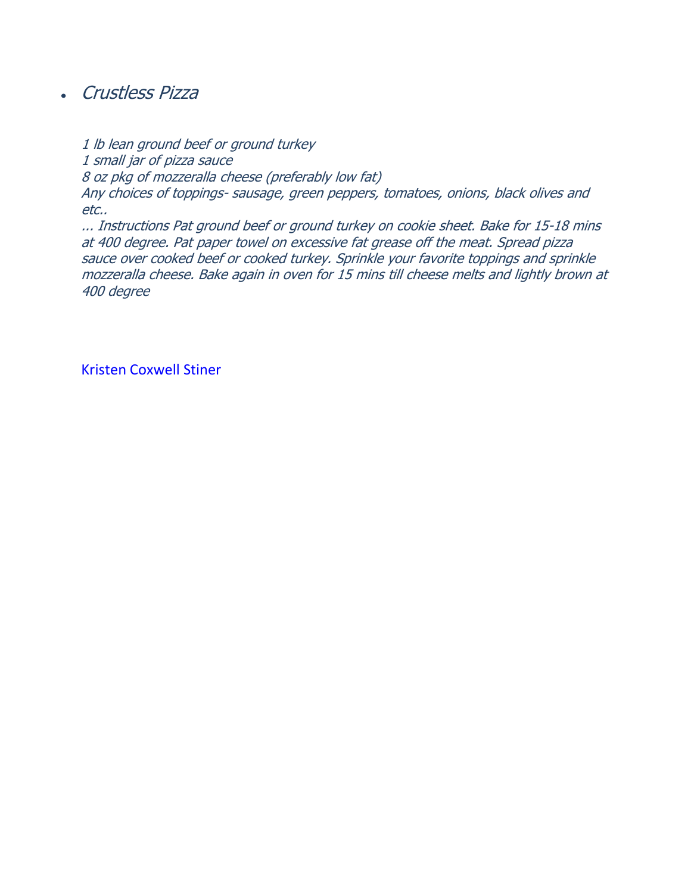- *Crustless Pizza*

*1 lb lean ground beef or ground turkey*
*1 small jar of pizza sauce*
*8 oz pkg of mozzeralla cheese (preferably low fat)*
*Any choices of toppings- sausage, green peppers, tomatoes, onions, black olives and etc..*
*... Instructions Pat ground beef or ground turkey on cookie sheet. Bake for 15-18 mins at 400 degree. Pat paper towel on excessive fat grease off the meat. Spread pizza sauce over cooked beef or cooked turkey. Sprinkle your favorite toppings and sprinkle mozzeralla cheese. Bake again in oven for 15 mins till cheese melts and lightly brown at 400 degree*

Kristen Coxwell Stiner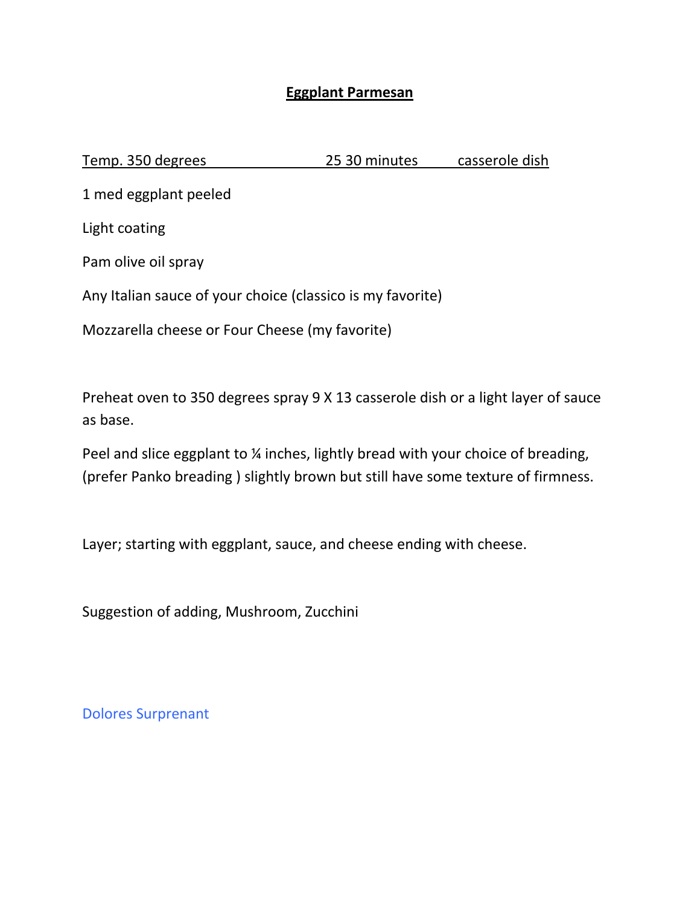# Eggplant Parmesan

Temp. 350 degrees 25 30 minutes casserole dish

1 med eggplant peeled

Light coating

Pam olive oil spray

Any Italian sauce of your choice (classico is my favorite)

Mozzarella cheese or Four Cheese (my favorite)

Preheat oven to 350 degrees spray 9 X 13 casserole dish or a light layer of sauce as base.

Peel and slice eggplant to ¼ inches, lightly bread with your choice of breading, (prefer Panko breading ) slightly brown but still have some texture of firmness.

Layer; starting with eggplant, sauce, and cheese ending with cheese.

Suggestion of adding, Mushroom, Zucchini

Dolores Surprenant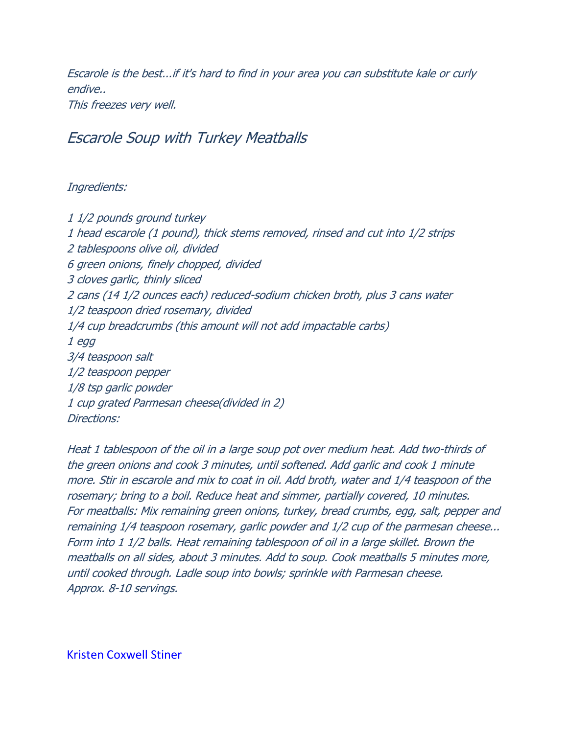*Escarole is the best...if it's hard to find in your area you can substitute kale or curly endive..*
*This freezes very well.*

## *Escarole Soup with Turkey Meatballs*

*Ingredients:*

*1 1/2 pounds ground turkey*
*1 head escarole (1 pound), thick stems removed, rinsed and cut into 1/2 strips*
*2 tablespoons olive oil, divided*
*6 green onions, finely chopped, divided*
*3 cloves garlic, thinly sliced*
*2 cans (14 1/2 ounces each) reduced-sodium chicken broth, plus 3 cans water*
*1/2 teaspoon dried rosemary, divided*
*1/4 cup breadcrumbs (this amount will not add impactable carbs)*
*1 egg*
*3/4 teaspoon salt*
*1/2 teaspoon pepper*
*1/8 tsp garlic powder*
*1 cup grated Parmesan cheese(divided in 2)*
*Directions:*

*Heat 1 tablespoon of the oil in a large soup pot over medium heat. Add two-thirds of the green onions and cook 3 minutes, until softened. Add garlic and cook 1 minute more. Stir in escarole and mix to coat in oil. Add broth, water and 1/4 teaspoon of the rosemary; bring to a boil. Reduce heat and simmer, partially covered, 10 minutes.*
*For meatballs: Mix remaining green onions, turkey, bread crumbs, egg, salt, pepper and remaining 1/4 teaspoon rosemary, garlic powder and 1/2 cup of the parmesan cheese... Form into 1 1/2 balls. Heat remaining tablespoon of oil in a large skillet. Brown the meatballs on all sides, about 3 minutes. Add to soup. Cook meatballs 5 minutes more, until cooked through. Ladle soup into bowls; sprinkle with Parmesan cheese.*
*Approx. 8-10 servings.*

Kristen Coxwell Stiner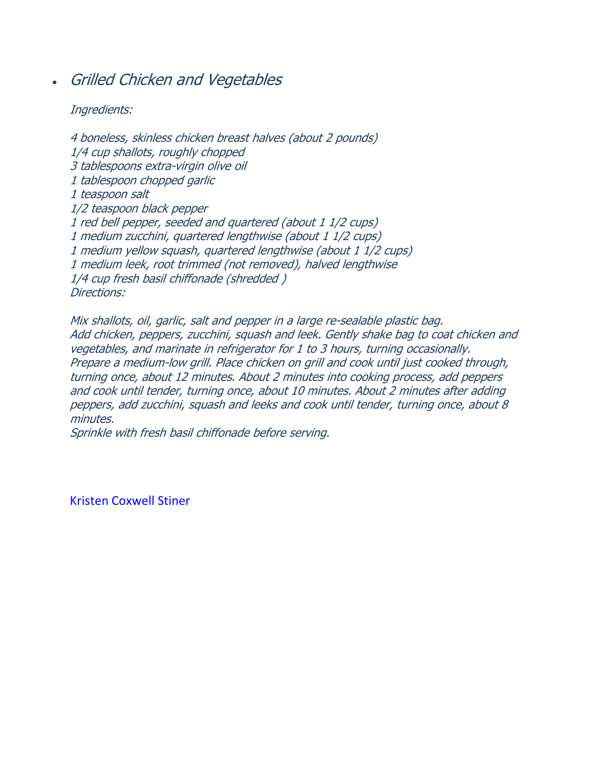- *Grilled Chicken and Vegetables*

*Ingredients:*

*4 boneless, skinless chicken breast halves (about 2 pounds)*
*1/4 cup shallots, roughly chopped*
*3 tablespoons extra-virgin olive oil*
*1 tablespoon chopped garlic*
*1 teaspoon salt*
*1/2 teaspoon black pepper*
*1 red bell pepper, seeded and quartered (about 1 1/2 cups)*
*1 medium zucchini, quartered lengthwise (about 1 1/2 cups)*
*1 medium yellow squash, quartered lengthwise (about 1 1/2 cups)*
*1 medium leek, root trimmed (not removed), halved lengthwise*
*1/4 cup fresh basil chiffonade (shredded )*
*Directions:*

*Mix shallots, oil, garlic, salt and pepper in a large re-sealable plastic bag.*
*Add chicken, peppers, zucchini, squash and leek. Gently shake bag to coat chicken and vegetables, and marinate in refrigerator for 1 to 3 hours, turning occasionally.*
*Prepare a medium-low grill. Place chicken on grill and cook until just cooked through, turning once, about 12 minutes. About 2 minutes into cooking process, add peppers and cook until tender, turning once, about 10 minutes. About 2 minutes after adding peppers, add zucchini, squash and leeks and cook until tender, turning once, about 8 minutes.*
*Sprinkle with fresh basil chiffonade before serving.*

Kristen Coxwell Stiner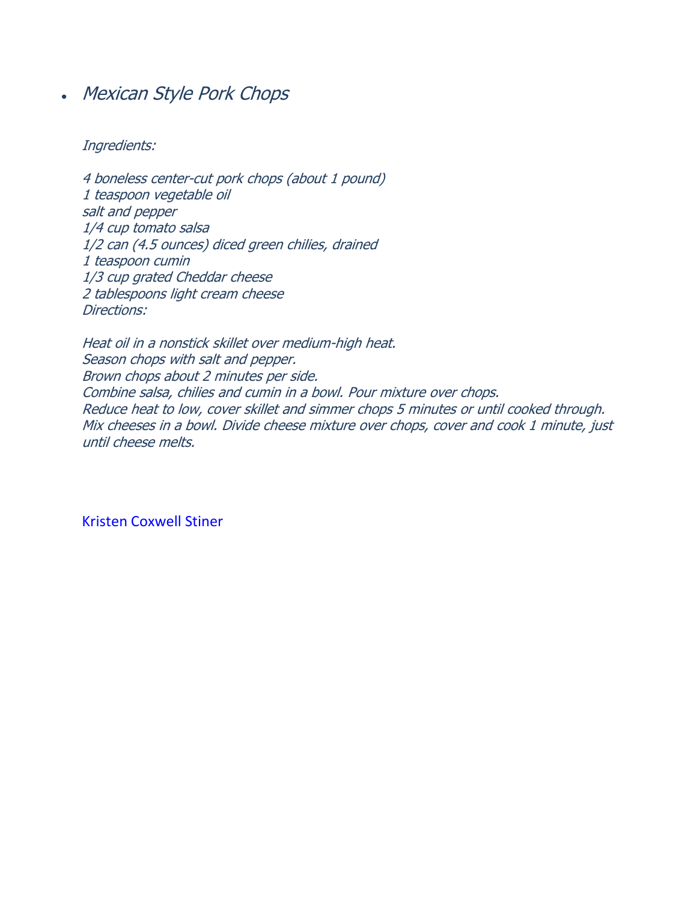- *Mexican Style Pork Chops*

*Ingredients:*

*4 boneless center-cut pork chops (about 1 pound)*
*1 teaspoon vegetable oil*
*salt and pepper*
*1/4 cup tomato salsa*
*1/2 can (4.5 ounces) diced green chilies, drained*
*1 teaspoon cumin*
*1/3 cup grated Cheddar cheese*
*2 tablespoons light cream cheese*
*Directions:*

*Heat oil in a nonstick skillet over medium-high heat.*
*Season chops with salt and pepper.*
*Brown chops about 2 minutes per side.*
*Combine salsa, chilies and cumin in a bowl. Pour mixture over chops.*
*Reduce heat to low, cover skillet and simmer chops 5 minutes or until cooked through.*
*Mix cheeses in a bowl. Divide cheese mixture over chops, cover and cook 1 minute, just until cheese melts.*

Kristen Coxwell Stiner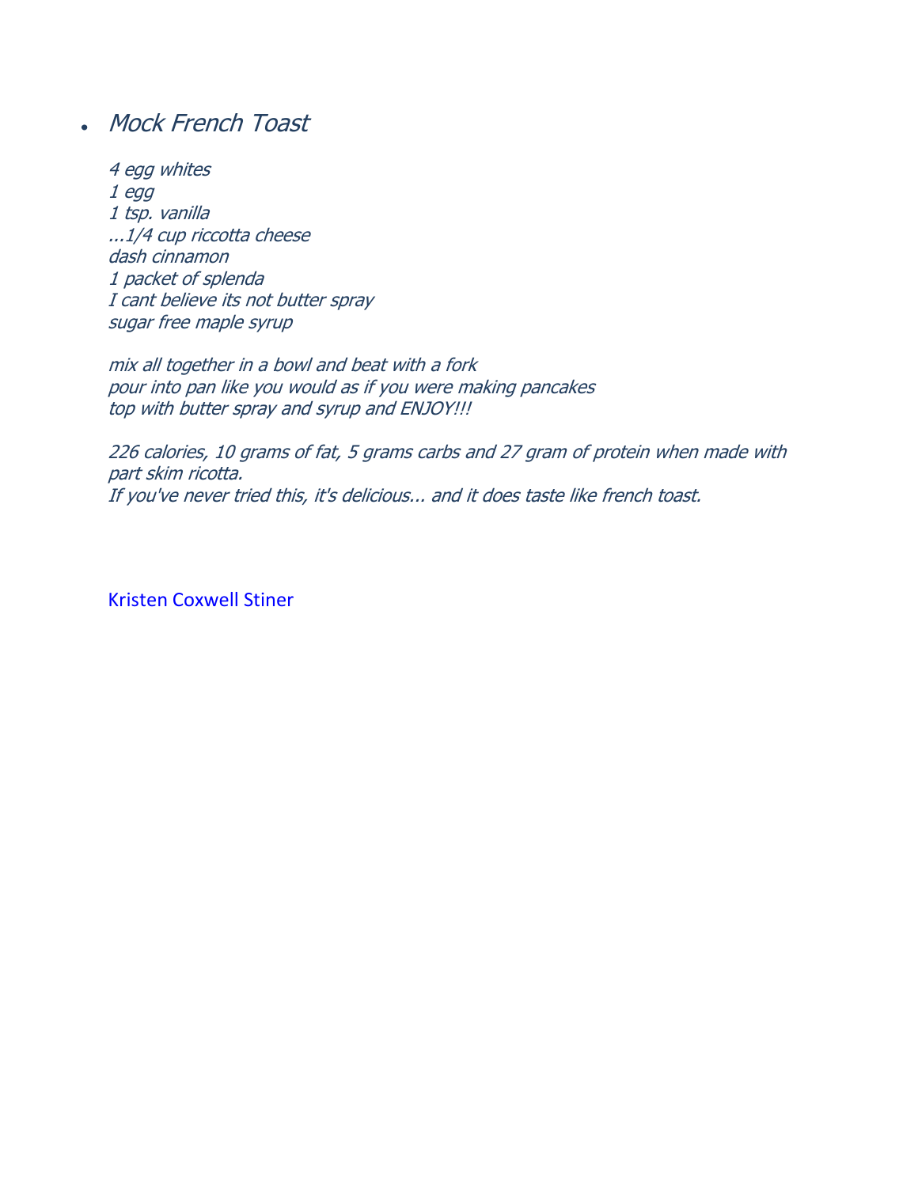- *Mock French Toast*

  *4 egg whites*
  *1 egg*
  *1 tsp. vanilla*
  *...1/4 cup riccotta cheese*
  *dash cinnamon*
  *1 packet of splenda*
  *I cant believe its not butter spray*
  *sugar free maple syrup*

  *mix all together in a bowl and beat with a fork*
  *pour into pan like you would as if you were making pancakes*
  *top with butter spray and syrup and ENJOY!!!*

  *226 calories, 10 grams of fat, 5 grams carbs and 27 gram of protein when made with part skim ricotta.*
  *If you've never tried this, it's delicious... and it does taste like french toast.*

  Kristen Coxwell Stiner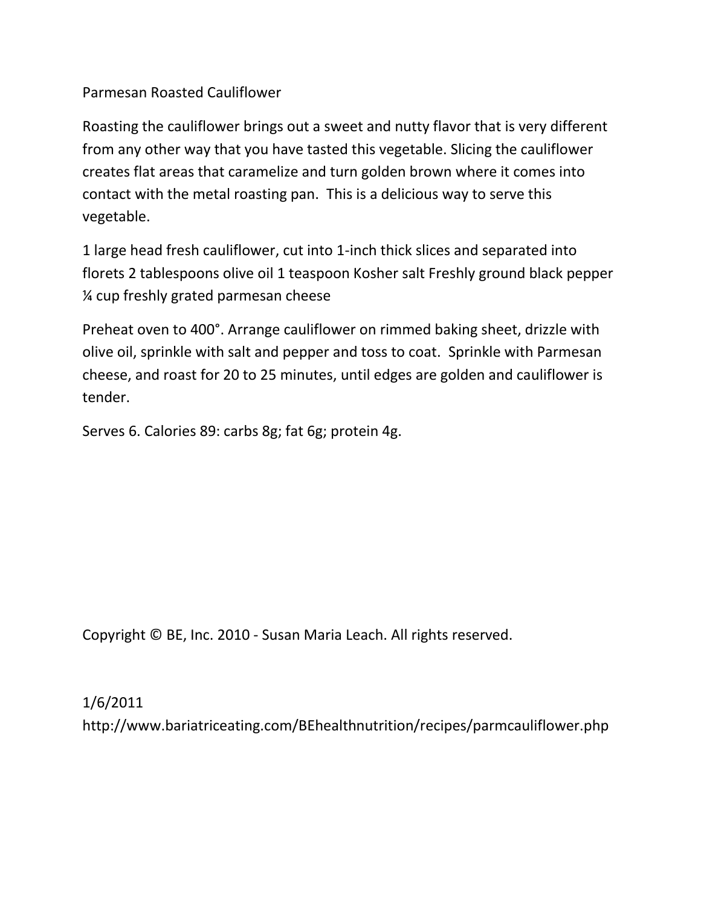# Parmesan Roasted Cauliflower

Roasting the cauliflower brings out a sweet and nutty flavor that is very different from any other way that you have tasted this vegetable. Slicing the cauliflower creates flat areas that caramelize and turn golden brown where it comes into contact with the metal roasting pan. This is a delicious way to serve this vegetable.

1 large head fresh cauliflower, cut into 1-inch thick slices and separated into florets 2 tablespoons olive oil 1 teaspoon Kosher salt Freshly ground black pepper ¼ cup freshly grated parmesan cheese

Preheat oven to 400°. Arrange cauliflower on rimmed baking sheet, drizzle with olive oil, sprinkle with salt and pepper and toss to coat. Sprinkle with Parmesan cheese, and roast for 20 to 25 minutes, until edges are golden and cauliflower is tender.

Serves 6. Calories 89: carbs 8g; fat 6g; protein 4g.

Copyright © BE, Inc. 2010 - Susan Maria Leach. All rights reserved.

1/6/2011
http://www.bariatriceating.com/BEhealthnutrition/recipes/parmcauliflower.php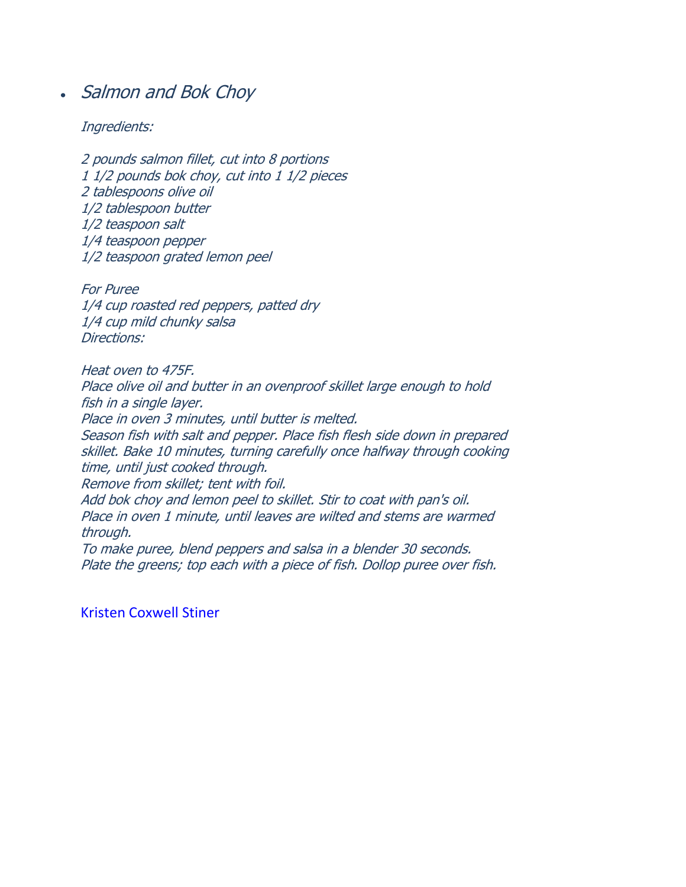- *Salmon and Bok Choy*

*Ingredients:*

*2 pounds salmon fillet, cut into 8 portions*
*1 1/2 pounds bok choy, cut into 1 1/2 pieces*
*2 tablespoons olive oil*
*1/2 tablespoon butter*
*1/2 teaspoon salt*
*1/4 teaspoon pepper*
*1/2 teaspoon grated lemon peel*

*For Puree*
*1/4 cup roasted red peppers, patted dry*
*1/4 cup mild chunky salsa*
*Directions:*

*Heat oven to 475F.*
*Place olive oil and butter in an ovenproof skillet large enough to hold fish in a single layer.*
*Place in oven 3 minutes, until butter is melted.*
*Season fish with salt and pepper. Place fish flesh side down in prepared skillet. Bake 10 minutes, turning carefully once halfway through cooking time, until just cooked through.*
*Remove from skillet; tent with foil.*
*Add bok choy and lemon peel to skillet. Stir to coat with pan's oil.*
*Place in oven 1 minute, until leaves are wilted and stems are warmed through.*
*To make puree, blend peppers and salsa in a blender 30 seconds.*
*Plate the greens; top each with a piece of fish. Dollop puree over fish.*

Kristen Coxwell Stiner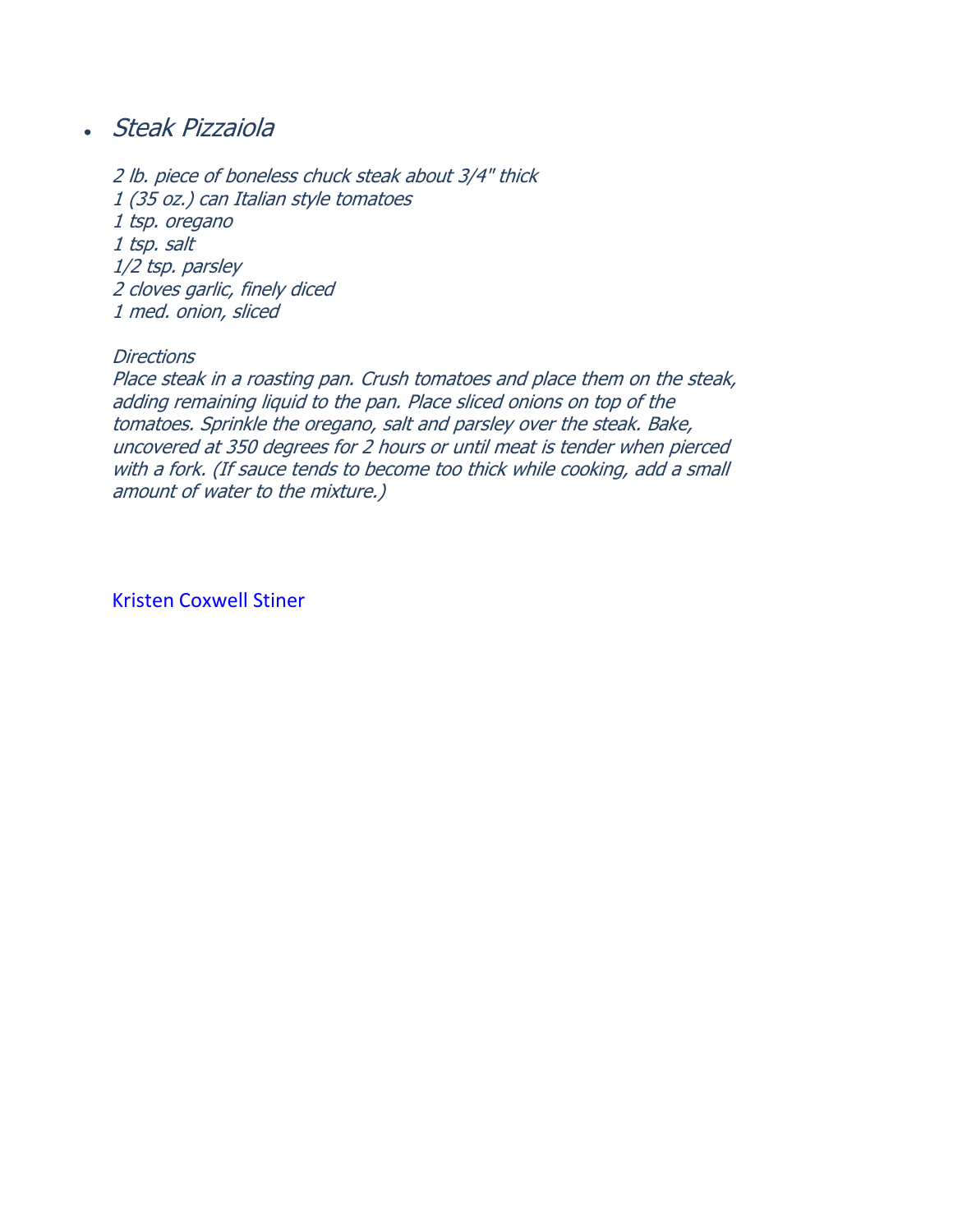- *Steak Pizzaiola*

*2 lb. piece of boneless chuck steak about 3/4" thick*
*1 (35 oz.) can Italian style tomatoes*
*1 tsp. oregano*
*1 tsp. salt*
*1/2 tsp. parsley*
*2 cloves garlic, finely diced*
*1 med. onion, sliced*

*Directions*
*Place steak in a roasting pan. Crush tomatoes and place them on the steak, adding remaining liquid to the pan. Place sliced onions on top of the tomatoes. Sprinkle the oregano, salt and parsley over the steak. Bake, uncovered at 350 degrees for 2 hours or until meat is tender when pierced with a fork. (If sauce tends to become too thick while cooking, add a small amount of water to the mixture.)*

Kristen Coxwell Stiner